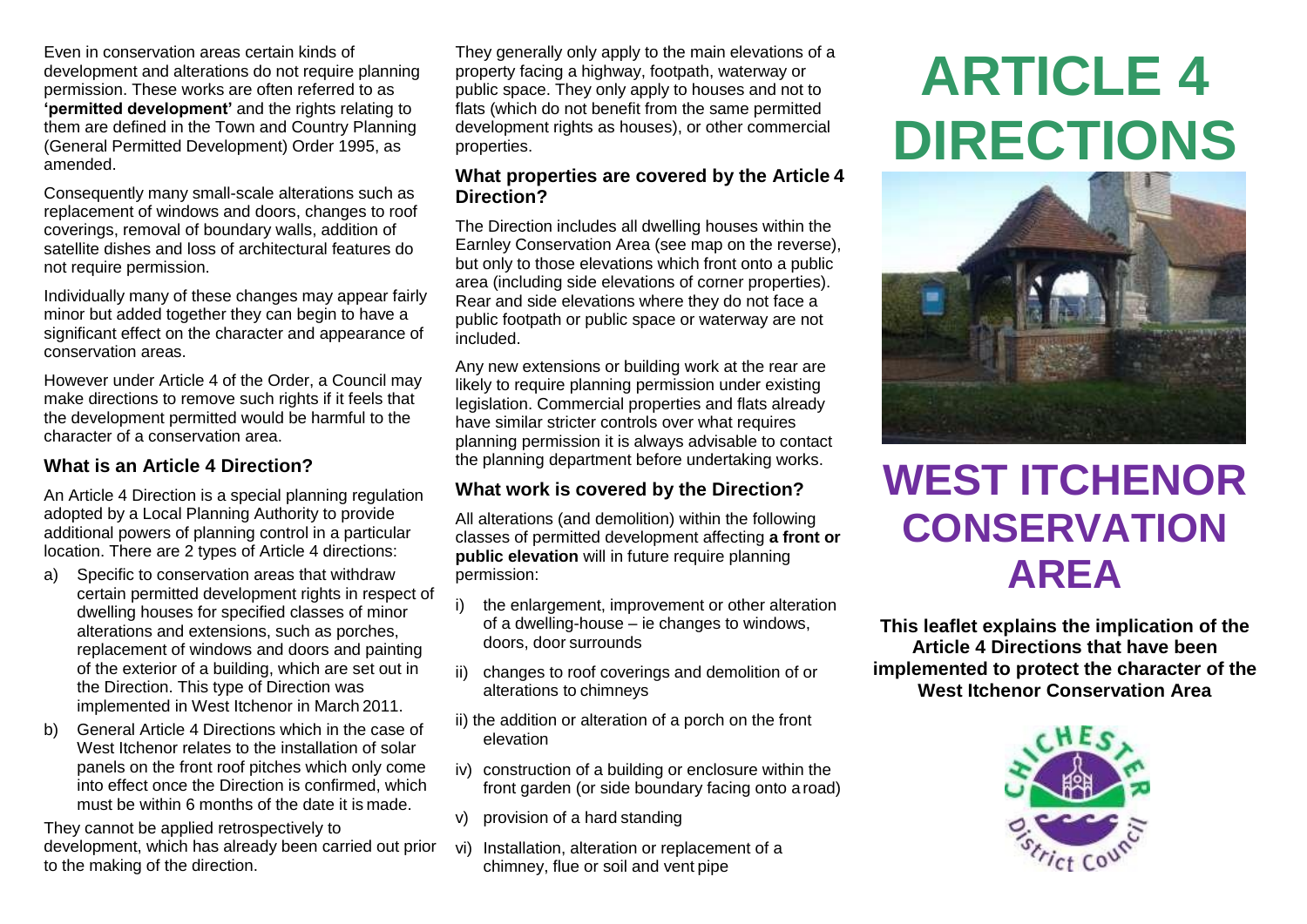Even in conservation areas certain kinds of development and alterations do not require planning permission. These works are often referred to as **'permitted development'** and the rights relating to them are defined in the Town and Country Planning (General Permitted Development) Order 1995, as amended.

Consequently many small-scale alterations such as replacement of windows and doors, changes to roof coverings, removal of boundary walls, addition of satellite dishes and loss of architectural features do not require permission.

Individually many of these changes may appear fairly minor but added together they can begin to have a significant effect on the character and appearance of conservation areas.

However under Article 4 of the Order, a Council may make directions to remove such rights if it feels that the development permitted would be harmful to the character of a conservation area.

### What is an Article 4 Direction?

An Article 4 Direction is a special planning regulation adopted by a Local Planning Authority to provide additional powers of planning control in a particular location. There are 2 types of Article 4 directions:

a) Specific to conservation areas that withdraw certain permitted development rights in respect of dwelling houses for specified classes of minor alterations and extensions, such as porches, replacement of windows and doors and painting of the exterior of a building, which are set out in the Direction. This type of Direction was implemented in West Itchenor in March 2011.

b) General Article 4 Directions which in the case of West Itchenor relates to the installation of solar panels on the front roof pitches which only come into effect once the Direction is confirmed, which must be within 6 months of the date it is made.

They cannot be applied retrospectively to development, which has already been carried out prior to the making of the direction.

They generally only apply to the main elevations of a property facing a highway, footpath, waterway or public space. They only apply to houses and not to flats (which do not benefit from the same permitted development rights as houses), or other commercial properties.

### What properties are covered by the Article 4 Direction?

The Direction includes all dwelling houses within the Earnley Conservation Area (see map on the reverse), but only to those elevations which front onto a public area (including side elevations of corner properties). Rear and side elevations where they do not face a public footpath or public space or waterway are not included.

Any new extensions or building work at the rear are likely to require planning permission under existing legislation. Commercial properties and flats already have similar stricter controls over what requires planning permission it is always advisable to contact the planning department before undertaking works.

### What work is covered by the Direction?

All alterations (and demolition) within the following classes of permitted development affecting **a front or public elevation** will in future require planning permission:

i) the enlargement, improvement or other alteration of a dwelling-house – ie changes to windows, doors, door surrounds

ii) changes to roof coverings and demolition of or alterations to chimneys

ii) the addition or alteration of a porch on the front elevation

iv) construction of a building or enclosure within the front garden (or side boundary facing onto a road)

v) provision of a hard standing

vi) Installation, alteration or replacement of a chimney, flue or soil and vent pipe

# ARTICLE 4 DIRECTIONS

# WEST ITCHENOR CONSERVATION AREA

**This leaflet explains the implication of the Article 4 Directions that have been implemented to protect the character of the West Itchenor Conservation Area**

Chichester District Council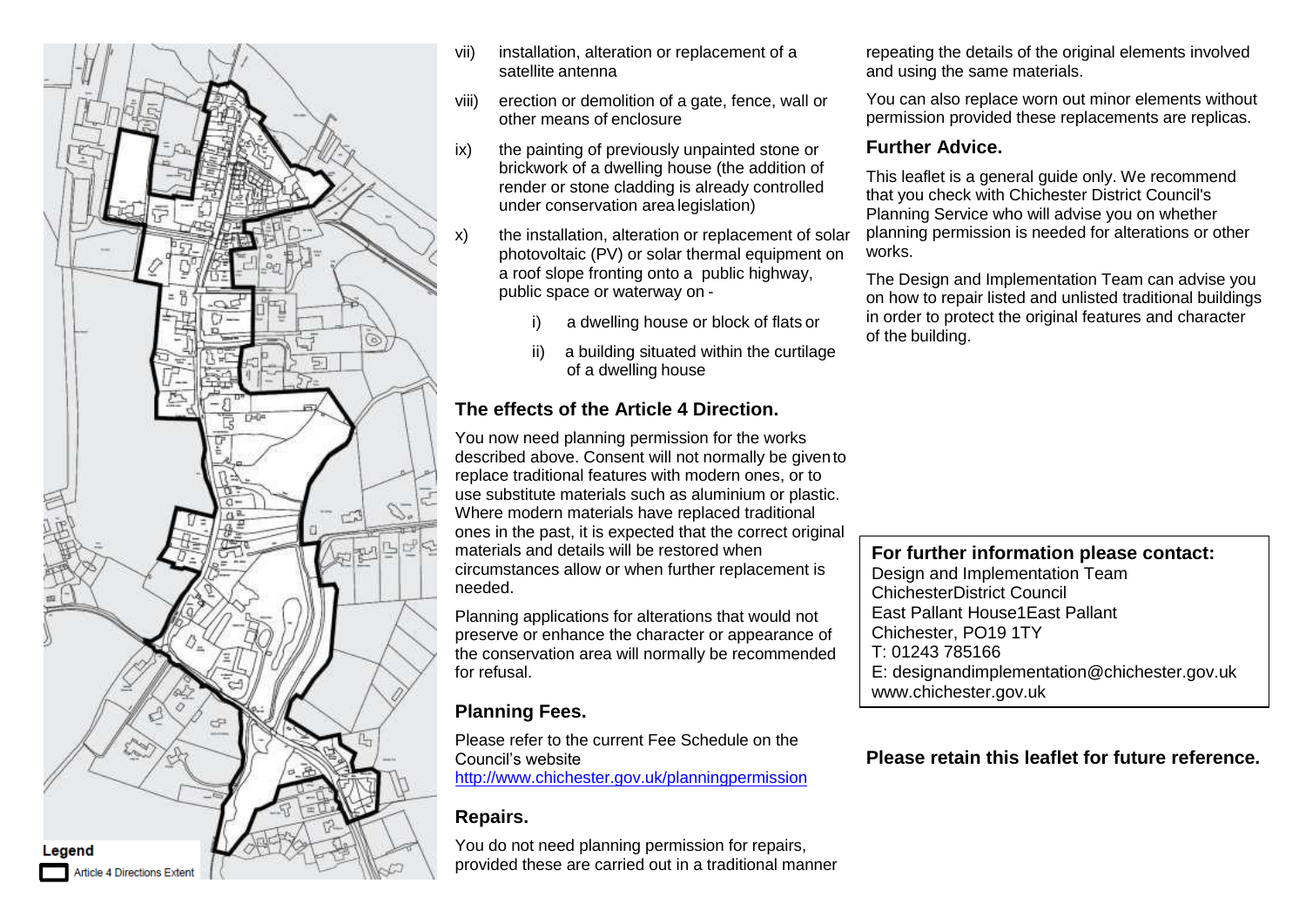Legend

Article 4 Directions Extent

vii) installation, alteration or replacement of a satellite antenna

viii) erection or demolition of a gate, fence, wall or other means of enclosure

ix) the painting of previously unpainted stone or brickwork of a dwelling house (the addition of render or stone cladding is already controlled under conservation area legislation)

x) the installation, alteration or replacement of solar photovoltaic (PV) or solar thermal equipment on a roof slope fronting onto a public highway, public space or waterway on -

i) a dwelling house or block of flats or

ii) a building situated within the curtilage of a dwelling house

## The effects of the Article 4 Direction.

You now need planning permission for the works described above. Consent will not normally be given to replace traditional features with modern ones, or to use substitute materials such as aluminium or plastic. Where modern materials have replaced traditional ones in the past, it is expected that the correct original materials and details will be restored when circumstances allow or when further replacement is needed.

Planning applications for alterations that would not preserve or enhance the character or appearance of the conservation area will normally be recommended for refusal.

## Planning Fees.

Please refer to the current Fee Schedule on the Council's website
http://www.chichester.gov.uk/planningpermission

## Repairs.

You do not need planning permission for repairs, provided these are carried out in a traditional manner repeating the details of the original elements involved and using the same materials.

You can also replace worn out minor elements without permission provided these replacements are replicas.

## Further Advice.

This leaflet is a general guide only. We recommend that you check with Chichester District Council's Planning Service who will advise you on whether planning permission is needed for alterations or other works.

The Design and Implementation Team can advise you on how to repair listed and unlisted traditional buildings in order to protect the original features and character of the building.

**For further information please contact:**
Design and Implementation Team
ChichesterDistrict Council
East Pallant House1East Pallant
Chichester, PO19 1TY
T: 01243 785166
E: designandimplementation@chichester.gov.uk
www.chichester.gov.uk

**Please retain this leaflet for future reference.**